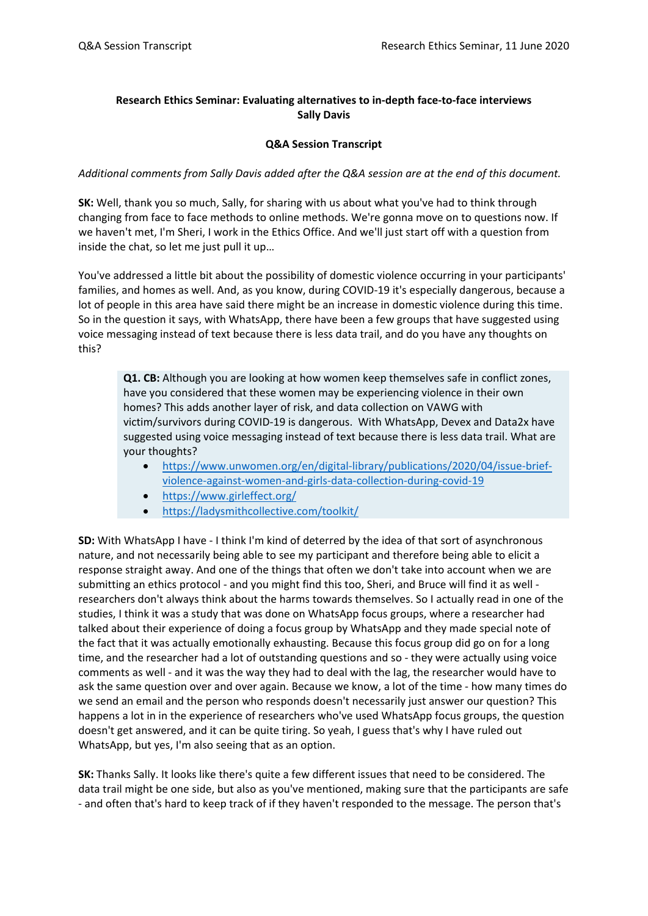**Research Ethics Seminar: Evaluating alternatives to in-depth face-to-face interviews**
**Sally Davis**

**Q&A Session Transcript**

*Additional comments from Sally Davis added after the Q&A session are at the end of this document.*

**SK:** Well, thank you so much, Sally, for sharing with us about what you've had to think through changing from face to face methods to online methods. We're gonna move on to questions now. If we haven't met, I'm Sheri, I work in the Ethics Office. And we'll just start off with a question from inside the chat, so let me just pull it up…

You've addressed a little bit about the possibility of domestic violence occurring in your participants' families, and homes as well. And, as you know, during COVID-19 it's especially dangerous, because a lot of people in this area have said there might be an increase in domestic violence during this time. So in the question it says, with WhatsApp, there have been a few groups that have suggested using voice messaging instead of text because there is less data trail, and do you have any thoughts on this?

> **Q1. CB:** Although you are looking at how women keep themselves safe in conflict zones, have you considered that these women may be experiencing violence in their own homes? This adds another layer of risk, and data collection on VAWG with victim/survivors during COVID-19 is dangerous. With WhatsApp, Devex and Data2x have suggested using voice messaging instead of text because there is less data trail. What are your thoughts?
>
> - https://www.unwomen.org/en/digital-library/publications/2020/04/issue-brief-violence-against-women-and-girls-data-collection-during-covid-19
> - https://www.girleffect.org/
> - https://ladysmithcollective.com/toolkit/

**SD:** With WhatsApp I have - I think I'm kind of deterred by the idea of that sort of asynchronous nature, and not necessarily being able to see my participant and therefore being able to elicit a response straight away. And one of the things that often we don't take into account when we are submitting an ethics protocol - and you might find this too, Sheri, and Bruce will find it as well - researchers don't always think about the harms towards themselves. So I actually read in one of the studies, I think it was a study that was done on WhatsApp focus groups, where a researcher had talked about their experience of doing a focus group by WhatsApp and they made special note of the fact that it was actually emotionally exhausting. Because this focus group did go on for a long time, and the researcher had a lot of outstanding questions and so - they were actually using voice comments as well - and it was the way they had to deal with the lag, the researcher would have to ask the same question over and over again. Because we know, a lot of the time - how many times do we send an email and the person who responds doesn't necessarily just answer our question? This happens a lot in in the experience of researchers who've used WhatsApp focus groups, the question doesn't get answered, and it can be quite tiring. So yeah, I guess that's why I have ruled out WhatsApp, but yes, I'm also seeing that as an option.

**SK:** Thanks Sally. It looks like there's quite a few different issues that need to be considered. The data trail might be one side, but also as you've mentioned, making sure that the participants are safe - and often that's hard to keep track of if they haven't responded to the message. The person that's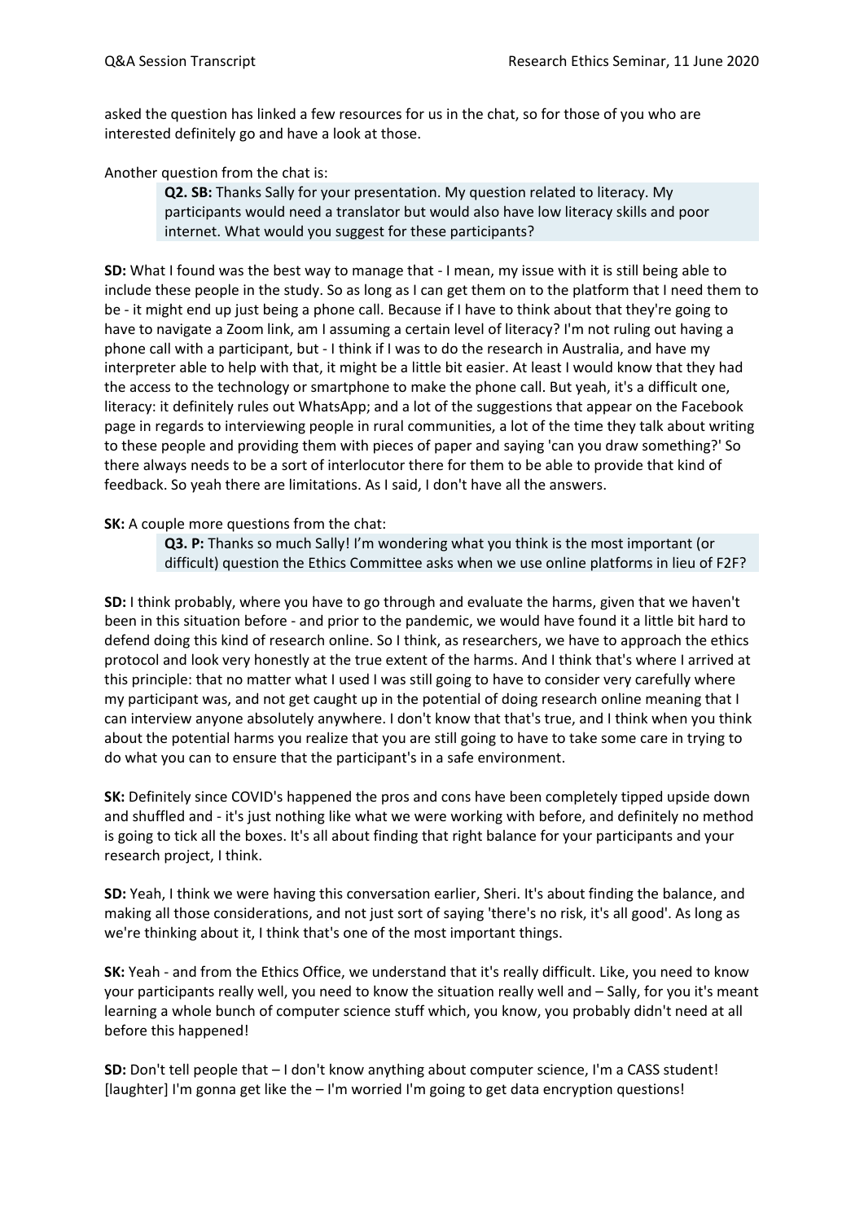asked the question has linked a few resources for us in the chat, so for those of you who are interested definitely go and have a look at those.

Another question from the chat is:

> **Q2. SB:** Thanks Sally for your presentation. My question related to literacy. My participants would need a translator but would also have low literacy skills and poor internet. What would you suggest for these participants?

**SD:** What I found was the best way to manage that - I mean, my issue with it is still being able to include these people in the study. So as long as I can get them on to the platform that I need them to be - it might end up just being a phone call. Because if I have to think about that they're going to have to navigate a Zoom link, am I assuming a certain level of literacy? I'm not ruling out having a phone call with a participant, but - I think if I was to do the research in Australia, and have my interpreter able to help with that, it might be a little bit easier. At least I would know that they had the access to the technology or smartphone to make the phone call. But yeah, it's a difficult one, literacy: it definitely rules out WhatsApp; and a lot of the suggestions that appear on the Facebook page in regards to interviewing people in rural communities, a lot of the time they talk about writing to these people and providing them with pieces of paper and saying 'can you draw something?' So there always needs to be a sort of interlocutor there for them to be able to provide that kind of feedback. So yeah there are limitations. As I said, I don't have all the answers.

**SK:** A couple more questions from the chat:

> **Q3. P:** Thanks so much Sally! I'm wondering what you think is the most important (or difficult) question the Ethics Committee asks when we use online platforms in lieu of F2F?

**SD:** I think probably, where you have to go through and evaluate the harms, given that we haven't been in this situation before - and prior to the pandemic, we would have found it a little bit hard to defend doing this kind of research online. So I think, as researchers, we have to approach the ethics protocol and look very honestly at the true extent of the harms. And I think that's where I arrived at this principle: that no matter what I used I was still going to have to consider very carefully where my participant was, and not get caught up in the potential of doing research online meaning that I can interview anyone absolutely anywhere. I don't know that that's true, and I think when you think about the potential harms you realize that you are still going to have to take some care in trying to do what you can to ensure that the participant's in a safe environment.

**SK:** Definitely since COVID's happened the pros and cons have been completely tipped upside down and shuffled and - it's just nothing like what we were working with before, and definitely no method is going to tick all the boxes. It's all about finding that right balance for your participants and your research project, I think.

**SD:** Yeah, I think we were having this conversation earlier, Sheri. It's about finding the balance, and making all those considerations, and not just sort of saying 'there's no risk, it's all good'. As long as we're thinking about it, I think that's one of the most important things.

**SK:** Yeah - and from the Ethics Office, we understand that it's really difficult. Like, you need to know your participants really well, you need to know the situation really well and – Sally, for you it's meant learning a whole bunch of computer science stuff which, you know, you probably didn't need at all before this happened!

**SD:** Don't tell people that – I don't know anything about computer science, I'm a CASS student! [laughter] I'm gonna get like the – I'm worried I'm going to get data encryption questions!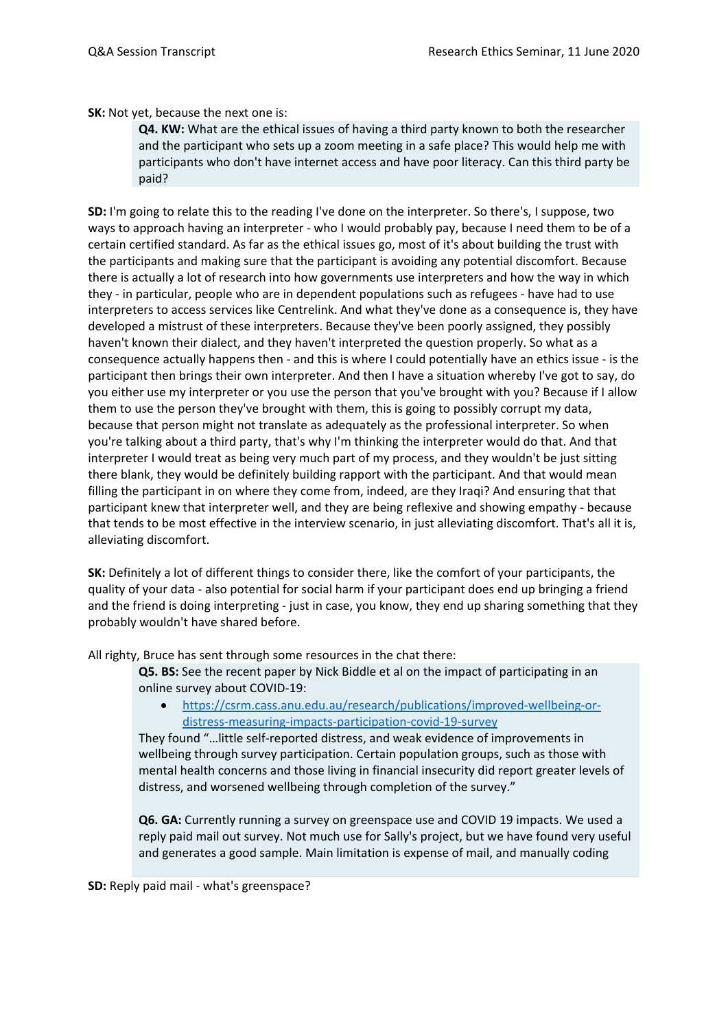**SK:** Not yet, because the next one is:

> **Q4. KW:** What are the ethical issues of having a third party known to both the researcher and the participant who sets up a zoom meeting in a safe place? This would help me with participants who don't have internet access and have poor literacy. Can this third party be paid?

**SD:** I'm going to relate this to the reading I've done on the interpreter. So there's, I suppose, two ways to approach having an interpreter - who I would probably pay, because I need them to be of a certain certified standard. As far as the ethical issues go, most of it's about building the trust with the participants and making sure that the participant is avoiding any potential discomfort. Because there is actually a lot of research into how governments use interpreters and how the way in which they - in particular, people who are in dependent populations such as refugees - have had to use interpreters to access services like Centrelink. And what they've done as a consequence is, they have developed a mistrust of these interpreters. Because they've been poorly assigned, they possibly haven't known their dialect, and they haven't interpreted the question properly. So what as a consequence actually happens then - and this is where I could potentially have an ethics issue - is the participant then brings their own interpreter. And then I have a situation whereby I've got to say, do you either use my interpreter or you use the person that you've brought with you? Because if I allow them to use the person they've brought with them, this is going to possibly corrupt my data, because that person might not translate as adequately as the professional interpreter. So when you're talking about a third party, that's why I'm thinking the interpreter would do that. And that interpreter I would treat as being very much part of my process, and they wouldn't be just sitting there blank, they would be definitely building rapport with the participant. And that would mean filling the participant in on where they come from, indeed, are they Iraqi? And ensuring that that participant knew that interpreter well, and they are being reflexive and showing empathy - because that tends to be most effective in the interview scenario, in just alleviating discomfort. That's all it is, alleviating discomfort.

**SK:** Definitely a lot of different things to consider there, like the comfort of your participants, the quality of your data - also potential for social harm if your participant does end up bringing a friend and the friend is doing interpreting - just in case, you know, they end up sharing something that they probably wouldn't have shared before.

All righty, Bruce has sent through some resources in the chat there:

> **Q5. BS:** See the recent paper by Nick Biddle et al on the impact of participating in an online survey about COVID-19:
>
> - https://csrm.cass.anu.edu.au/research/publications/improved-wellbeing-or-distress-measuring-impacts-participation-covid-19-survey
>
> They found "…little self-reported distress, and weak evidence of improvements in wellbeing through survey participation. Certain population groups, such as those with mental health concerns and those living in financial insecurity did report greater levels of distress, and worsened wellbeing through completion of the survey."
>
> **Q6. GA:** Currently running a survey on greenspace use and COVID 19 impacts. We used a reply paid mail out survey. Not much use for Sally's project, but we have found very useful and generates a good sample. Main limitation is expense of mail, and manually coding

**SD:** Reply paid mail - what's greenspace?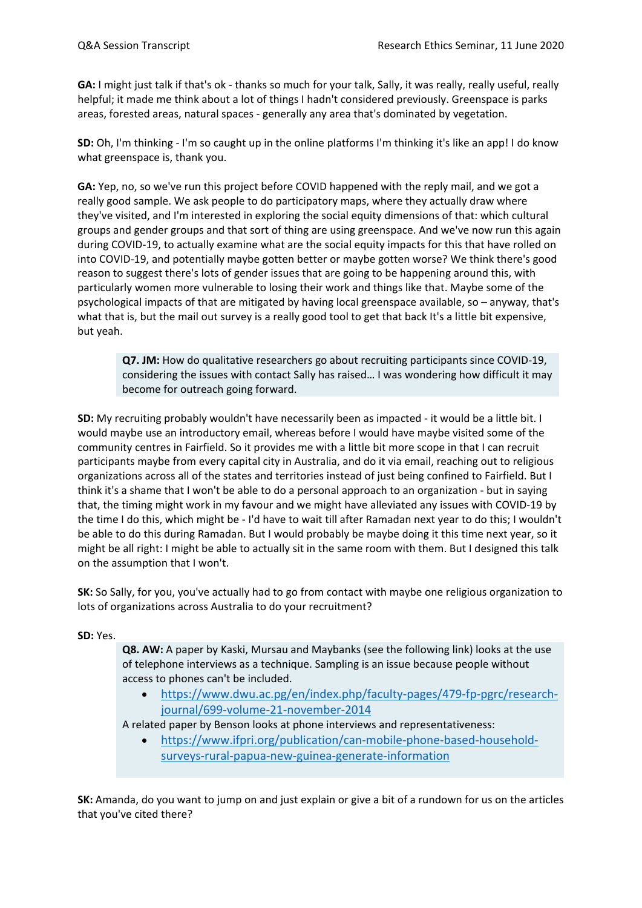**GA:** I might just talk if that's ok - thanks so much for your talk, Sally, it was really, really useful, really helpful; it made me think about a lot of things I hadn't considered previously. Greenspace is parks areas, forested areas, natural spaces - generally any area that's dominated by vegetation.

**SD:** Oh, I'm thinking - I'm so caught up in the online platforms I'm thinking it's like an app! I do know what greenspace is, thank you.

**GA:** Yep, no, so we've run this project before COVID happened with the reply mail, and we got a really good sample. We ask people to do participatory maps, where they actually draw where they've visited, and I'm interested in exploring the social equity dimensions of that: which cultural groups and gender groups and that sort of thing are using greenspace. And we've now run this again during COVID-19, to actually examine what are the social equity impacts for this that have rolled on into COVID-19, and potentially maybe gotten better or maybe gotten worse? We think there's good reason to suggest there's lots of gender issues that are going to be happening around this, with particularly women more vulnerable to losing their work and things like that. Maybe some of the psychological impacts of that are mitigated by having local greenspace available, so – anyway, that's what that is, but the mail out survey is a really good tool to get that back It's a little bit expensive, but yeah.

> **Q7. JM:** How do qualitative researchers go about recruiting participants since COVID-19, considering the issues with contact Sally has raised… I was wondering how difficult it may become for outreach going forward.

**SD:** My recruiting probably wouldn't have necessarily been as impacted - it would be a little bit. I would maybe use an introductory email, whereas before I would have maybe visited some of the community centres in Fairfield. So it provides me with a little bit more scope in that I can recruit participants maybe from every capital city in Australia, and do it via email, reaching out to religious organizations across all of the states and territories instead of just being confined to Fairfield. But I think it's a shame that I won't be able to do a personal approach to an organization - but in saying that, the timing might work in my favour and we might have alleviated any issues with COVID-19 by the time I do this, which might be - I'd have to wait till after Ramadan next year to do this; I wouldn't be able to do this during Ramadan. But I would probably be maybe doing it this time next year, so it might be all right: I might be able to actually sit in the same room with them. But I designed this talk on the assumption that I won't.

**SK:** So Sally, for you, you've actually had to go from contact with maybe one religious organization to lots of organizations across Australia to do your recruitment?

**SD:** Yes.

> **Q8. AW:** A paper by Kaski, Mursau and Maybanks (see the following link) looks at the use of telephone interviews as a technique. Sampling is an issue because people without access to phones can't be included.
>
> - https://www.dwu.ac.pg/en/index.php/faculty-pages/479-fp-pgrc/research-journal/699-volume-21-november-2014
>
> A related paper by Benson looks at phone interviews and representativeness:
>
> - https://www.ifpri.org/publication/can-mobile-phone-based-household-surveys-rural-papua-new-guinea-generate-information

**SK:** Amanda, do you want to jump on and just explain or give a bit of a rundown for us on the articles that you've cited there?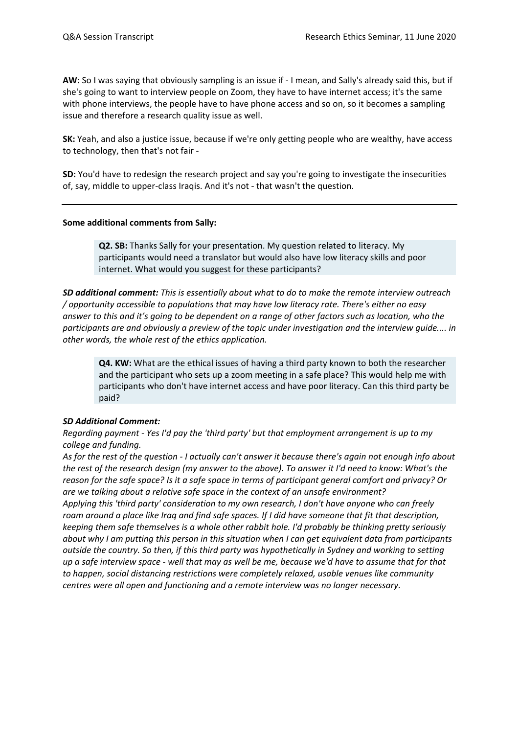**AW:** So I was saying that obviously sampling is an issue if - I mean, and Sally's already said this, but if she's going to want to interview people on Zoom, they have to have internet access; it's the same with phone interviews, the people have to have phone access and so on, so it becomes a sampling issue and therefore a research quality issue as well.

**SK:** Yeah, and also a justice issue, because if we're only getting people who are wealthy, have access to technology, then that's not fair -

**SD:** You'd have to redesign the research project and say you're going to investigate the insecurities of, say, middle to upper-class Iraqis. And it's not - that wasn't the question.

---

**Some additional comments from Sally:**

> **Q2. SB:** Thanks Sally for your presentation. My question related to literacy. My participants would need a translator but would also have low literacy skills and poor internet. What would you suggest for these participants?

***SD additional comment:*** *This is essentially about what to do to make the remote interview outreach / opportunity accessible to populations that may have low literacy rate. There's either no easy answer to this and it's going to be dependent on a range of other factors such as location, who the participants are and obviously a preview of the topic under investigation and the interview guide.... in other words, the whole rest of the ethics application.*

> **Q4. KW:** What are the ethical issues of having a third party known to both the researcher and the participant who sets up a zoom meeting in a safe place? This would help me with participants who don't have internet access and have poor literacy. Can this third party be paid?

***SD Additional Comment:***

*Regarding payment - Yes I'd pay the 'third party' but that employment arrangement is up to my college and funding.*

*As for the rest of the question - I actually can't answer it because there's again not enough info about the rest of the research design (my answer to the above). To answer it I'd need to know: What's the reason for the safe space? Is it a safe space in terms of participant general comfort and privacy? Or are we talking about a relative safe space in the context of an unsafe environment?*

*Applying this 'third party' consideration to my own research, I don't have anyone who can freely roam around a place like Iraq and find safe spaces. If I did have someone that fit that description, keeping them safe themselves is a whole other rabbit hole. I'd probably be thinking pretty seriously about why I am putting this person in this situation when I can get equivalent data from participants outside the country. So then, if this third party was hypothetically in Sydney and working to setting up a safe interview space - well that may as well be me, because we'd have to assume that for that to happen, social distancing restrictions were completely relaxed, usable venues like community centres were all open and functioning and a remote interview was no longer necessary.*